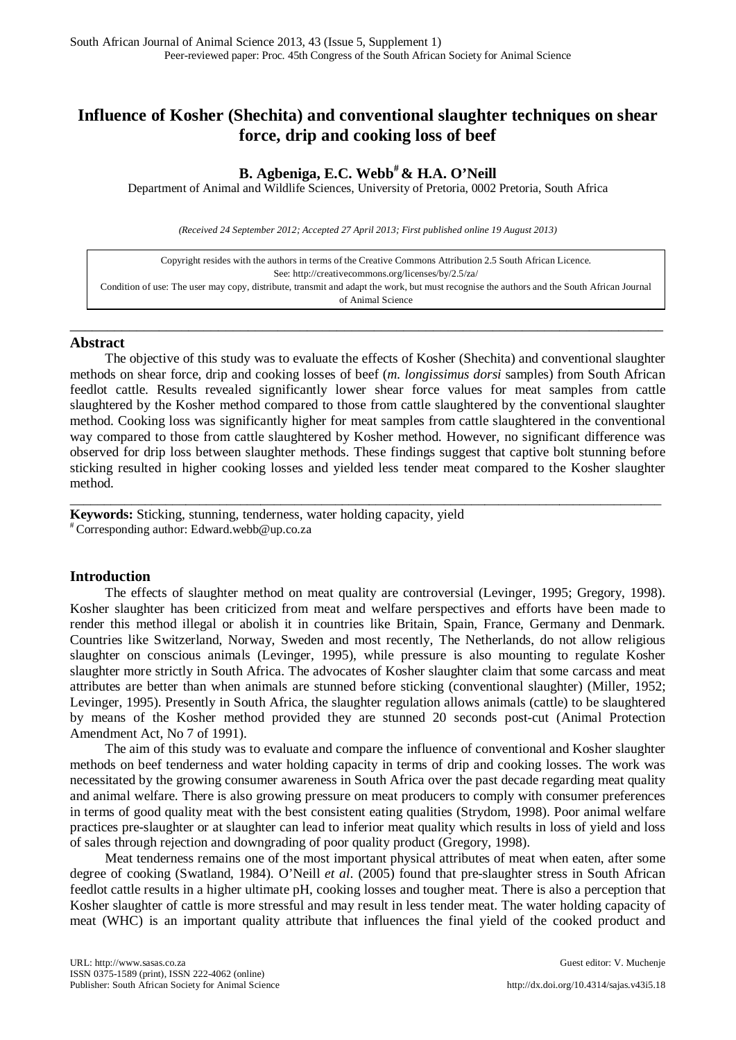# Influence of Kosher (Shechita) and conventional slaughter techniques on shear force, drip and cooking loss of beef

**B. Agbeniga, E.C. Webb[#] & H.A. O'Neill**

Department of Animal and Wildlife Sciences, University of Pretoria, 0002 Pretoria, South Africa

*(Received 24 September 2012; Accepted 27 April 2013; First published online 19 August 2013)*

Copyright resides with the authors in terms of the Creative Commons Attribution 2.5 South African Licence.
See: http://creativecommons.org/licenses/by/2.5/za/
Condition of use: The user may copy, distribute, transmit and adapt the work, but must recognise the authors and the South African Journal of Animal Science

---

## Abstract

The objective of this study was to evaluate the effects of Kosher (Shechita) and conventional slaughter methods on shear force, drip and cooking losses of beef (*m. longissimus dorsi* samples) from South African feedlot cattle. Results revealed significantly lower shear force values for meat samples from cattle slaughtered by the Kosher method compared to those from cattle slaughtered by the conventional slaughter method. Cooking loss was significantly higher for meat samples from cattle slaughtered in the conventional way compared to those from cattle slaughtered by Kosher method. However, no significant difference was observed for drip loss between slaughter methods. These findings suggest that captive bolt stunning before sticking resulted in higher cooking losses and yielded less tender meat compared to the Kosher slaughter method.

---

**Keywords:** Sticking, stunning, tenderness, water holding capacity, yield

[#] Corresponding author: Edward.webb@up.co.za

## Introduction

The effects of slaughter method on meat quality are controversial (Levinger, 1995; Gregory, 1998). Kosher slaughter has been criticized from meat and welfare perspectives and efforts have been made to render this method illegal or abolish it in countries like Britain, Spain, France, Germany and Denmark. Countries like Switzerland, Norway, Sweden and most recently, The Netherlands, do not allow religious slaughter on conscious animals (Levinger, 1995), while pressure is also mounting to regulate Kosher slaughter more strictly in South Africa. The advocates of Kosher slaughter claim that some carcass and meat attributes are better than when animals are stunned before sticking (conventional slaughter) (Miller, 1952; Levinger, 1995). Presently in South Africa, the slaughter regulation allows animals (cattle) to be slaughtered by means of the Kosher method provided they are stunned 20 seconds post-cut (Animal Protection Amendment Act, No 7 of 1991).

The aim of this study was to evaluate and compare the influence of conventional and Kosher slaughter methods on beef tenderness and water holding capacity in terms of drip and cooking losses. The work was necessitated by the growing consumer awareness in South Africa over the past decade regarding meat quality and animal welfare. There is also growing pressure on meat producers to comply with consumer preferences in terms of good quality meat with the best consistent eating qualities (Strydom, 1998). Poor animal welfare practices pre-slaughter or at slaughter can lead to inferior meat quality which results in loss of yield and loss of sales through rejection and downgrading of poor quality product (Gregory, 1998).

Meat tenderness remains one of the most important physical attributes of meat when eaten, after some degree of cooking (Swatland, 1984). O'Neill *et al*. (2005) found that pre-slaughter stress in South African feedlot cattle results in a higher ultimate pH, cooking losses and tougher meat. There is also a perception that Kosher slaughter of cattle is more stressful and may result in less tender meat. The water holding capacity of meat (WHC) is an important quality attribute that influences the final yield of the cooked product and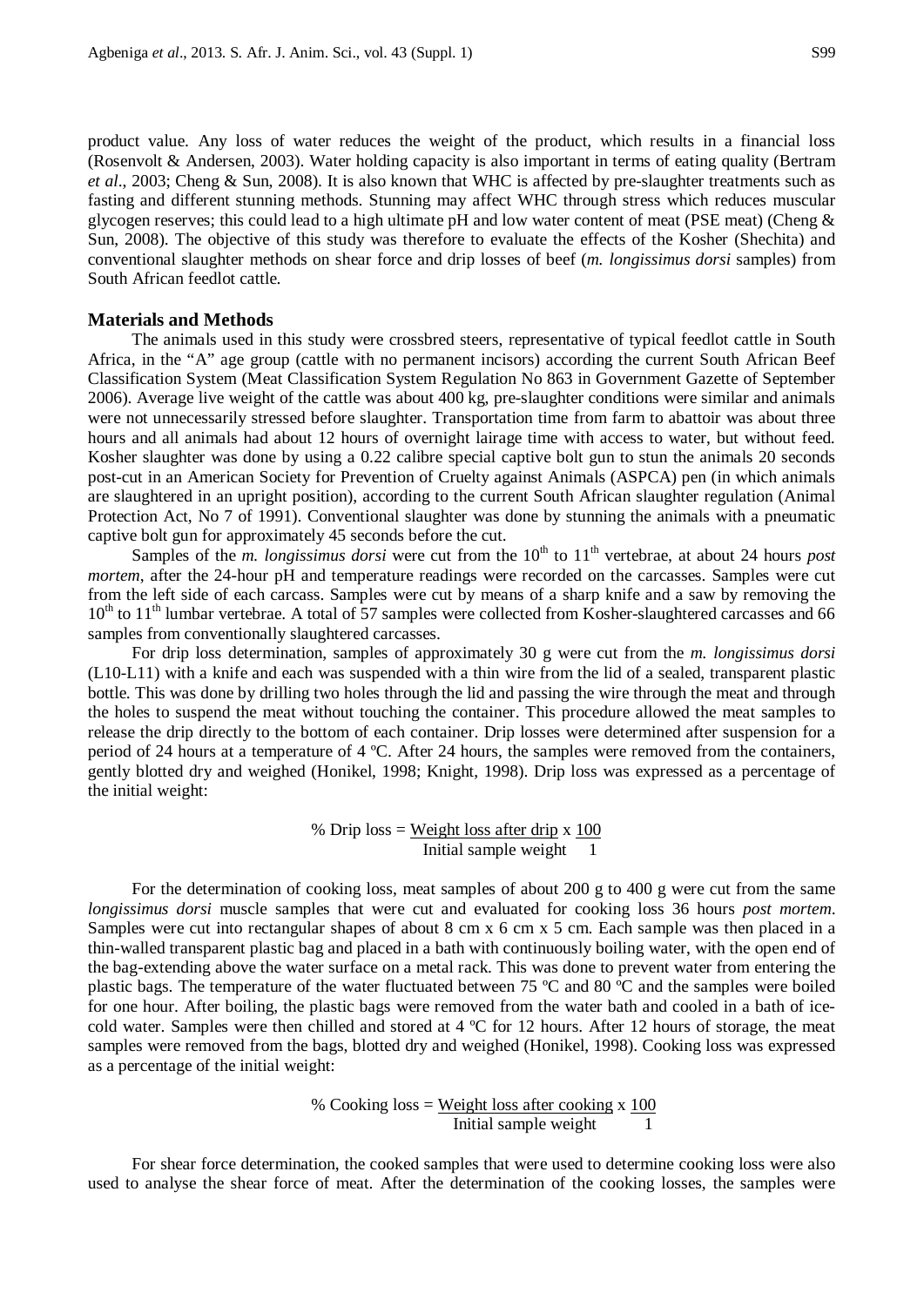product value. Any loss of water reduces the weight of the product, which results in a financial loss (Rosenvolt & Andersen, 2003). Water holding capacity is also important in terms of eating quality (Bertram *et al*., 2003; Cheng & Sun, 2008). It is also known that WHC is affected by pre-slaughter treatments such as fasting and different stunning methods. Stunning may affect WHC through stress which reduces muscular glycogen reserves; this could lead to a high ultimate pH and low water content of meat (PSE meat) (Cheng & Sun, 2008). The objective of this study was therefore to evaluate the effects of the Kosher (Shechita) and conventional slaughter methods on shear force and drip losses of beef (*m. longissimus dorsi* samples) from South African feedlot cattle.

## Materials and Methods

The animals used in this study were crossbred steers, representative of typical feedlot cattle in South Africa, in the "A" age group (cattle with no permanent incisors) according the current South African Beef Classification System (Meat Classification System Regulation No 863 in Government Gazette of September 2006). Average live weight of the cattle was about 400 kg, pre-slaughter conditions were similar and animals were not unnecessarily stressed before slaughter. Transportation time from farm to abattoir was about three hours and all animals had about 12 hours of overnight lairage time with access to water, but without feed. Kosher slaughter was done by using a 0.22 calibre special captive bolt gun to stun the animals 20 seconds post-cut in an American Society for Prevention of Cruelty against Animals (ASPCA) pen (in which animals are slaughtered in an upright position), according to the current South African slaughter regulation (Animal Protection Act, No 7 of 1991). Conventional slaughter was done by stunning the animals with a pneumatic captive bolt gun for approximately 45 seconds before the cut.

Samples of the *m. longissimus dorsi* were cut from the 10th to 11th vertebrae, at about 24 hours *post mortem*, after the 24-hour pH and temperature readings were recorded on the carcasses. Samples were cut from the left side of each carcass. Samples were cut by means of a sharp knife and a saw by removing the 10th to 11th lumbar vertebrae. A total of 57 samples were collected from Kosher-slaughtered carcasses and 66 samples from conventionally slaughtered carcasses.

For drip loss determination, samples of approximately 30 g were cut from the *m. longissimus dorsi* (L10-L11) with a knife and each was suspended with a thin wire from the lid of a sealed, transparent plastic bottle. This was done by drilling two holes through the lid and passing the wire through the meat and through the holes to suspend the meat without touching the container. This procedure allowed the meat samples to release the drip directly to the bottom of each container. Drip losses were determined after suspension for a period of 24 hours at a temperature of 4 ºC. After 24 hours, the samples were removed from the containers, gently blotted dry and weighed (Honikel, 1998; Knight, 1998). Drip loss was expressed as a percentage of the initial weight:

$$\%\ \text{Drip loss} = \frac{\text{Weight loss after drip}}{\text{Initial sample weight}} \times \frac{100}{1}$$

For the determination of cooking loss, meat samples of about 200 g to 400 g were cut from the same *longissimus dorsi* muscle samples that were cut and evaluated for cooking loss 36 hours *post mortem*. Samples were cut into rectangular shapes of about 8 cm x 6 cm x 5 cm. Each sample was then placed in a thin-walled transparent plastic bag and placed in a bath with continuously boiling water, with the open end of the bag-extending above the water surface on a metal rack. This was done to prevent water from entering the plastic bags. The temperature of the water fluctuated between 75 ºC and 80 ºC and the samples were boiled for one hour. After boiling, the plastic bags were removed from the water bath and cooled in a bath of ice-cold water. Samples were then chilled and stored at 4 ºC for 12 hours. After 12 hours of storage, the meat samples were removed from the bags, blotted dry and weighed (Honikel, 1998). Cooking loss was expressed as a percentage of the initial weight:

$$\%\ \text{Cooking loss} = \frac{\text{Weight loss after cooking}}{\text{Initial sample weight}} \times \frac{100}{1}$$

For shear force determination, the cooked samples that were used to determine cooking loss were also used to analyse the shear force of meat. After the determination of the cooking losses, the samples were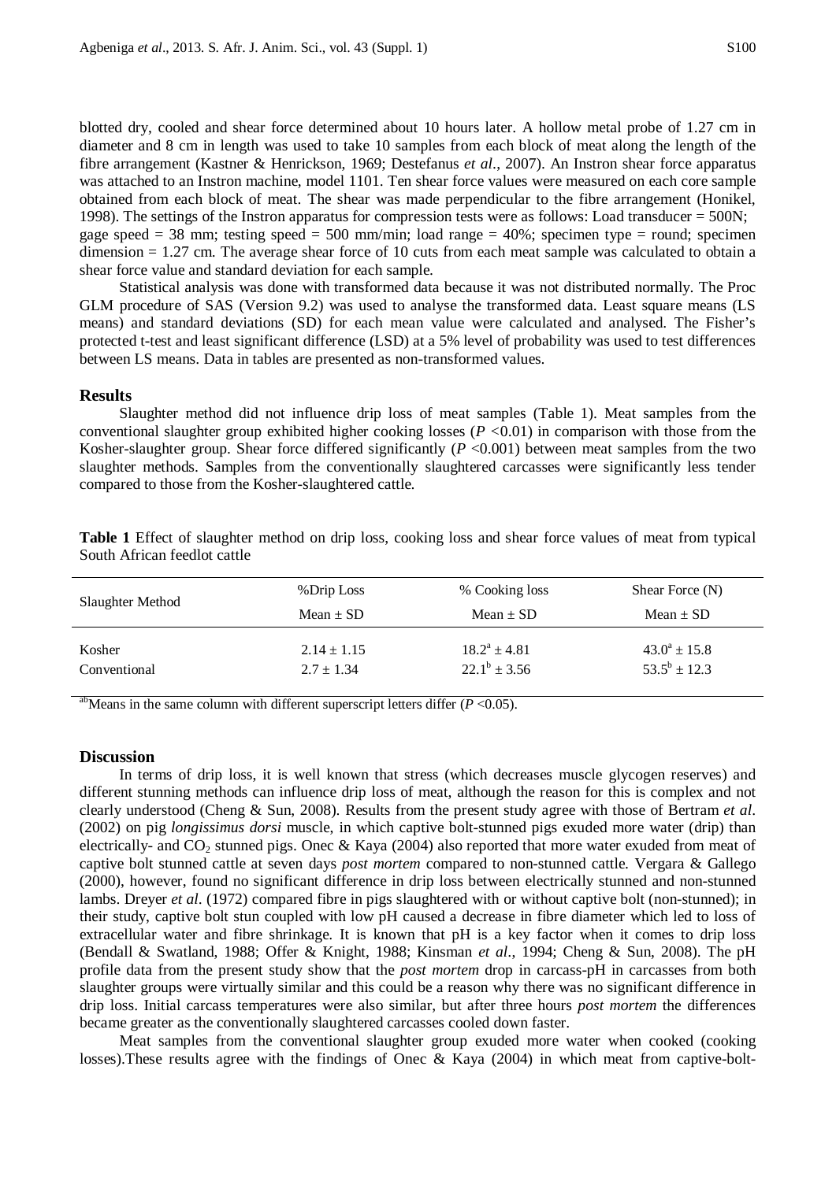blotted dry, cooled and shear force determined about 10 hours later. A hollow metal probe of 1.27 cm in diameter and 8 cm in length was used to take 10 samples from each block of meat along the length of the fibre arrangement (Kastner & Henrickson, 1969; Destefanus *et al*., 2007). An Instron shear force apparatus was attached to an Instron machine, model 1101. Ten shear force values were measured on each core sample obtained from each block of meat. The shear was made perpendicular to the fibre arrangement (Honikel, 1998). The settings of the Instron apparatus for compression tests were as follows: Load transducer = 500N; gage speed = 38 mm; testing speed = 500 mm/min; load range = 40%; specimen type = round; specimen dimension = 1.27 cm. The average shear force of 10 cuts from each meat sample was calculated to obtain a shear force value and standard deviation for each sample.

Statistical analysis was done with transformed data because it was not distributed normally. The Proc GLM procedure of SAS (Version 9.2) was used to analyse the transformed data. Least square means (LS means) and standard deviations (SD) for each mean value were calculated and analysed. The Fisher's protected t-test and least significant difference (LSD) at a 5% level of probability was used to test differences between LS means. Data in tables are presented as non-transformed values.

## Results

Slaughter method did not influence drip loss of meat samples (Table 1). Meat samples from the conventional slaughter group exhibited higher cooking losses ($P < 0.01$) in comparison with those from the Kosher-slaughter group. Shear force differed significantly ($P < 0.001$) between meat samples from the two slaughter methods. Samples from the conventionally slaughtered carcasses were significantly less tender compared to those from the Kosher-slaughtered cattle.

**Table 1** Effect of slaughter method on drip loss, cooking loss and shear force values of meat from typical South African feedlot cattle

| Slaughter Method | %Drip Loss | % Cooking loss | Shear Force (N) |
|---|---|---|---|
| | Mean ± SD | Mean ± SD | Mean ± SD |
| Kosher | 2.14 ± 1.15 | $18.2^{a}$ ± 4.81 | $43.0^{a}$ ± 15.8 |
| Conventional | 2.7 ± 1.34 | $22.1^{b}$ ± 3.56 | $53.5^{b}$ ± 12.3 |

[ab]Means in the same column with different superscript letters differ ($P < 0.05$).

## Discussion

In terms of drip loss, it is well known that stress (which decreases muscle glycogen reserves) and different stunning methods can influence drip loss of meat, although the reason for this is complex and not clearly understood (Cheng & Sun, 2008). Results from the present study agree with those of Bertram *et al*. (2002) on pig *longissimus dorsi* muscle, in which captive bolt-stunned pigs exuded more water (drip) than electrically- and $CO_2$ stunned pigs. Onec & Kaya (2004) also reported that more water exuded from meat of captive bolt stunned cattle at seven days *post mortem* compared to non-stunned cattle. Vergara & Gallego (2000), however, found no significant difference in drip loss between electrically stunned and non-stunned lambs. Dreyer *et al*. (1972) compared fibre in pigs slaughtered with or without captive bolt (non-stunned); in their study, captive bolt stun coupled with low pH caused a decrease in fibre diameter which led to loss of extracellular water and fibre shrinkage. It is known that pH is a key factor when it comes to drip loss (Bendall & Swatland, 1988; Offer & Knight, 1988; Kinsman *et al*., 1994; Cheng & Sun, 2008). The pH profile data from the present study show that the *post mortem* drop in carcass-pH in carcasses from both slaughter groups were virtually similar and this could be a reason why there was no significant difference in drip loss. Initial carcass temperatures were also similar, but after three hours *post mortem* the differences became greater as the conventionally slaughtered carcasses cooled down faster.

Meat samples from the conventional slaughter group exuded more water when cooked (cooking losses).These results agree with the findings of Onec & Kaya (2004) in which meat from captive-bolt-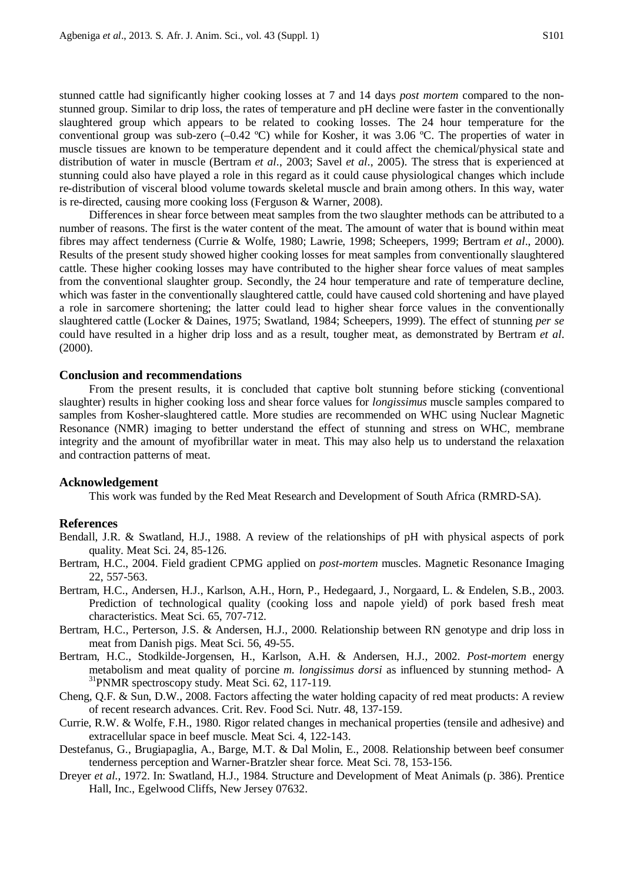stunned cattle had significantly higher cooking losses at 7 and 14 days *post mortem* compared to the non-stunned group. Similar to drip loss, the rates of temperature and pH decline were faster in the conventionally slaughtered group which appears to be related to cooking losses. The 24 hour temperature for the conventional group was sub-zero (–0.42 ºC) while for Kosher, it was 3.06 ºC. The properties of water in muscle tissues are known to be temperature dependent and it could affect the chemical/physical state and distribution of water in muscle (Bertram *et al*., 2003; Savel *et al*., 2005). The stress that is experienced at stunning could also have played a role in this regard as it could cause physiological changes which include re-distribution of visceral blood volume towards skeletal muscle and brain among others. In this way, water is re-directed, causing more cooking loss (Ferguson & Warner, 2008).

Differences in shear force between meat samples from the two slaughter methods can be attributed to a number of reasons. The first is the water content of the meat. The amount of water that is bound within meat fibres may affect tenderness (Currie & Wolfe, 1980; Lawrie, 1998; Scheepers, 1999; Bertram *et al*., 2000). Results of the present study showed higher cooking losses for meat samples from conventionally slaughtered cattle. These higher cooking losses may have contributed to the higher shear force values of meat samples from the conventional slaughter group. Secondly, the 24 hour temperature and rate of temperature decline, which was faster in the conventionally slaughtered cattle, could have caused cold shortening and have played a role in sarcomere shortening; the latter could lead to higher shear force values in the conventionally slaughtered cattle (Locker & Daines, 1975; Swatland, 1984; Scheepers, 1999). The effect of stunning *per se* could have resulted in a higher drip loss and as a result, tougher meat, as demonstrated by Bertram *et al*. (2000).

## Conclusion and recommendations

From the present results, it is concluded that captive bolt stunning before sticking (conventional slaughter) results in higher cooking loss and shear force values for *longissimus* muscle samples compared to samples from Kosher-slaughtered cattle. More studies are recommended on WHC using Nuclear Magnetic Resonance (NMR) imaging to better understand the effect of stunning and stress on WHC, membrane integrity and the amount of myofibrillar water in meat. This may also help us to understand the relaxation and contraction patterns of meat.

## Acknowledgement

This work was funded by the Red Meat Research and Development of South Africa (RMRD-SA).

## References

Bendall, J.R. & Swatland, H.J., 1988. A review of the relationships of pH with physical aspects of pork quality. Meat Sci. 24, 85-126.

Bertram, H.C., 2004. Field gradient CPMG applied on *post-mortem* muscles. Magnetic Resonance Imaging 22, 557-563.

Bertram, H.C., Andersen, H.J., Karlson, A.H., Horn, P., Hedegaard, J., Norgaard, L. & Endelen, S.B., 2003. Prediction of technological quality (cooking loss and napole yield) of pork based fresh meat characteristics. Meat Sci. 65, 707-712.

Bertram, H.C., Perterson, J.S. & Andersen, H.J., 2000. Relationship between RN genotype and drip loss in meat from Danish pigs. Meat Sci. 56, 49-55.

Bertram, H.C., Stodkilde-Jorgensen, H., Karlson, A.H. & Andersen, H.J., 2002. *Post-mortem* energy metabolism and meat quality of porcine *m. longissimus dorsi* as influenced by stunning method- A $^{31}$PNMR spectroscopy study. Meat Sci. 62, 117-119.

Cheng, Q.F. & Sun, D.W., 2008. Factors affecting the water holding capacity of red meat products: A review of recent research advances. Crit. Rev. Food Sci. Nutr. 48, 137-159.

Currie, R.W. & Wolfe, F.H., 1980. Rigor related changes in mechanical properties (tensile and adhesive) and extracellular space in beef muscle. Meat Sci. 4, 122-143.

Destefanus, G., Brugiapaglia, A., Barge, M.T. & Dal Molin, E., 2008. Relationship between beef consumer tenderness perception and Warner-Bratzler shear force. Meat Sci. 78, 153-156.

Dreyer *et al*., 1972. In: Swatland, H.J., 1984. Structure and Development of Meat Animals (p. 386). Prentice Hall, Inc., Egelwood Cliffs, New Jersey 07632.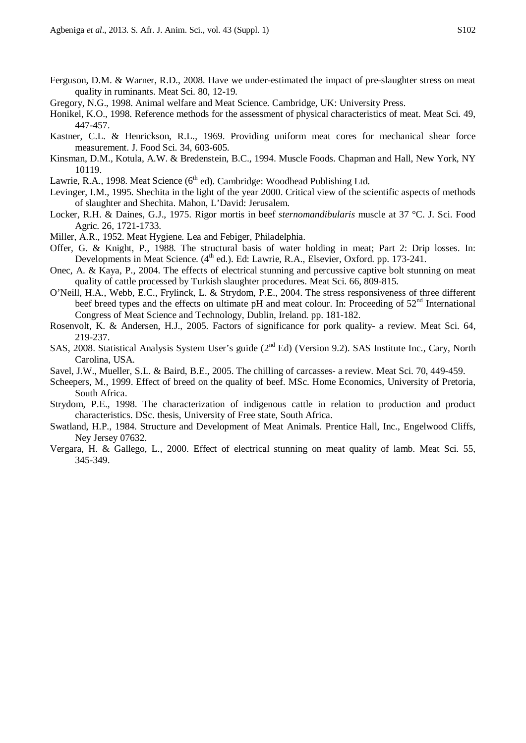Ferguson, D.M. & Warner, R.D., 2008. Have we under-estimated the impact of pre-slaughter stress on meat quality in ruminants. Meat Sci. 80, 12-19.

Gregory, N.G., 1998. Animal welfare and Meat Science. Cambridge, UK: University Press.

Honikel, K.O., 1998. Reference methods for the assessment of physical characteristics of meat. Meat Sci. 49, 447-457.

Kastner, C.L. & Henrickson, R.L., 1969. Providing uniform meat cores for mechanical shear force measurement. J. Food Sci. 34, 603-605.

Kinsman, D.M., Kotula, A.W. & Bredenstein, B.C., 1994. Muscle Foods. Chapman and Hall, New York, NY 10119.

Lawrie, R.A., 1998. Meat Science (6th ed). Cambridge: Woodhead Publishing Ltd.

Levinger, I.M., 1995. Shechita in the light of the year 2000. Critical view of the scientific aspects of methods of slaughter and Shechita. Mahon, L'David: Jerusalem.

Locker, R.H. & Daines, G.J., 1975. Rigor mortis in beef *sternomandibularis* muscle at 37 °C. J. Sci. Food Agric. 26, 1721-1733.

Miller, A.R., 1952. Meat Hygiene. Lea and Febiger, Philadelphia.

Offer, G. & Knight, P., 1988. The structural basis of water holding in meat; Part 2: Drip losses. In: Developments in Meat Science. (4th ed.). Ed: Lawrie, R.A., Elsevier, Oxford. pp. 173-241.

Onec, A. & Kaya, P., 2004. The effects of electrical stunning and percussive captive bolt stunning on meat quality of cattle processed by Turkish slaughter procedures. Meat Sci. 66, 809-815.

O'Neill, H.A., Webb, E.C., Frylinck, L. & Strydom, P.E., 2004. The stress responsiveness of three different beef breed types and the effects on ultimate pH and meat colour. In: Proceeding of 52nd International Congress of Meat Science and Technology, Dublin, Ireland. pp. 181-182.

Rosenvolt, K. & Andersen, H.J., 2005. Factors of significance for pork quality- a review. Meat Sci. 64, 219-237.

SAS, 2008. Statistical Analysis System User's guide (2nd Ed) (Version 9.2). SAS Institute Inc., Cary, North Carolina, USA.

Savel, J.W., Mueller, S.L. & Baird, B.E., 2005. The chilling of carcasses- a review. Meat Sci. 70, 449-459.

Scheepers, M., 1999. Effect of breed on the quality of beef. MSc. Home Economics, University of Pretoria, South Africa.

Strydom, P.E., 1998. The characterization of indigenous cattle in relation to production and product characteristics. DSc. thesis, University of Free state, South Africa.

Swatland, H.P., 1984. Structure and Development of Meat Animals. Prentice Hall, Inc., Engelwood Cliffs, Ney Jersey 07632.

Vergara, H. & Gallego, L., 2000. Effect of electrical stunning on meat quality of lamb. Meat Sci. 55, 345-349.